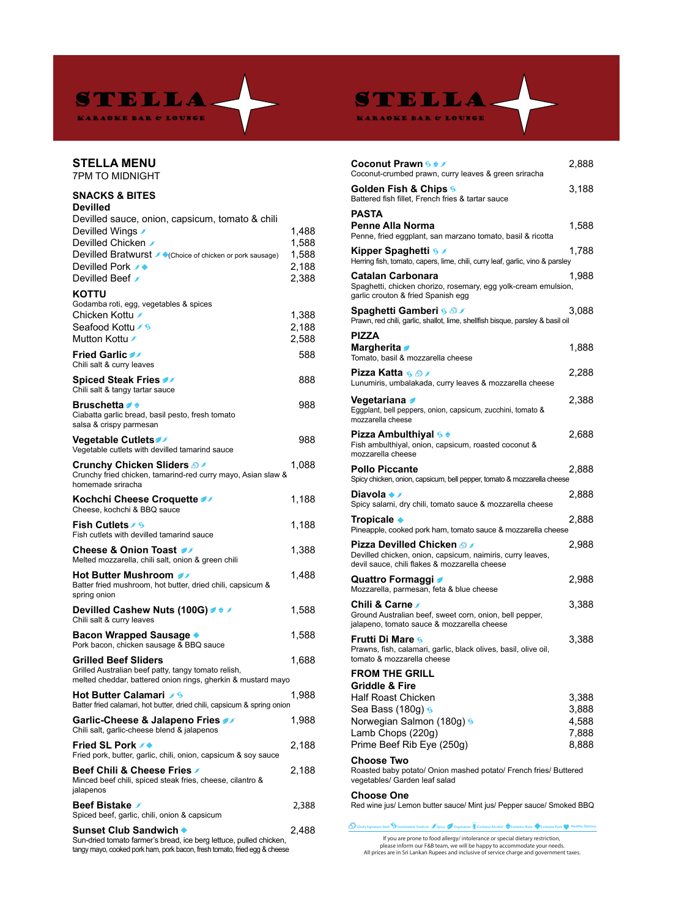# STELLA
KARAOKE BAR & LOUNGE

## STELLA MENU
7PM TO MIDNIGHT

### SNACKS & BITES

**Devilled**
Devilled sauce, onion, capsicum, tomato & chili

| Item | Price |
|---|---|
| Devilled Wings | 1,488 |
| Devilled Chicken | 1,588 |
| Devilled Bratwurst (Choice of chicken or pork sausage) | 1,588 |
| Devilled Pork | 2,188 |
| Devilled Beef | 2,388 |

**KOTTU**
Godamba roti, egg, vegetables & spices

| Item | Price |
|---|---|
| Chicken Kottu | 1,388 |
| Seafood Kottu | 2,188 |
| Mutton Kottu | 2,588 |

**Fried Garlic** — 588
Chili salt & curry leaves

**Spiced Steak Fries** — 888
Chili salt & tangy tartar sauce

**Bruschetta** — 988
Ciabatta garlic bread, basil pesto, fresh tomato salsa & crispy parmesan

**Vegetable Cutlets** — 988
Vegetable cutlets with devilled tamarind sauce

**Crunchy Chicken Sliders** — 1,088
Crunchy fried chicken, tamarind-red curry mayo, Asian slaw & homemade sriracha

**Kochchi Cheese Croquette** — 1,188
Cheese, kochchi & BBQ sauce

**Fish Cutlets** — 1,188
Fish cutlets with devilled tamarind sauce

**Cheese & Onion Toast** — 1,388
Melted mozzarella, chili salt, onion & green chili

**Hot Butter Mushroom** — 1,488
Batter fried mushroom, hot butter, dried chili, capsicum & spring onion

**Devilled Cashew Nuts (100G)** — 1,588
Chili salt & curry leaves

**Bacon Wrapped Sausage** — 1,588
Pork bacon, chicken sausage & BBQ sauce

**Grilled Beef Sliders** — 1,688
Grilled Australian beef patty, tangy tomato relish, melted cheddar, battered onion rings, gherkin & mustard mayo

**Hot Butter Calamari** — 1,988
Batter fried calamari, hot butter, dried chili, capsicum & spring onion

**Garlic-Cheese & Jalapeno Fries** — 1,988
Chili salt, garlic-cheese blend & jalapenos

**Fried SL Pork** — 2,188
Fried pork, butter, garlic, chili, onion, capsicum & soy sauce

**Beef Chili & Cheese Fries** — 2,188
Minced beef chili, spiced steak fries, cheese, cilantro & jalapenos

**Beef Bistake** — 2,388
Spiced beef, garlic, chili, onion & capsicum

**Sunset Club Sandwich** — 2,488
Sun-dried tomato farmer's bread, ice berg lettuce, pulled chicken, tangy mayo, cooked pork ham, pork bacon, fresh tomato, fried egg & cheese

**Coconut Prawn** — 2,888
Coconut-crumbed prawn, curry leaves & green sriracha

**Golden Fish & Chips** — 3,188
Battered fish fillet, French fries & tartar sauce

### PASTA

**Penne Alla Norma** — 1,588
Penne, fried eggplant, san marzano tomato, basil & ricotta

**Kipper Spaghetti** — 1,788
Herring fish, tomato, capers, lime, chili, curry leaf, garlic, vino & parsley

**Catalan Carbonara** — 1,988
Spaghetti, chicken chorizo, rosemary, egg yolk-cream emulsion, garlic crouton & fried Spanish egg

**Spaghetti Gamberi** — 3,088
Prawn, red chili, garlic, shallot, lime, shellfish bisque, parsley & basil oil

### PIZZA

**Margherita** — 1,888
Tomato, basil & mozzarella cheese

**Pizza Katta** — 2,288
Lunumiris, umbalakada, curry leaves & mozzarella cheese

**Vegetariana** — 2,388
Eggplant, bell peppers, onion, capsicum, zucchini, tomato & mozzarella cheese

**Pizza Ambulthiyal** — 2,688
Fish ambulthiyal, onion, capsicum, roasted coconut & mozzarella cheese

**Pollo Piccante** — 2,888
Spicy chicken, onion, capsicum, bell pepper, tomato & mozzarella cheese

**Diavola** — 2,888
Spicy salami, dry chili, tomato sauce & mozzarella cheese

**Tropicale** — 2,888
Pineapple, cooked pork ham, tomato sauce & mozzarella cheese

**Pizza Devilled Chicken** — 2,988
Devilled chicken, onion, capsicum, naimiris, curry leaves, devil sauce, chili flakes & mozzarella cheese

**Quattro Formaggi** — 2,988
Mozzarella, parmesan, feta & blue cheese

**Chili & Carne** — 3,388
Ground Australian beef, sweet corn, onion, bell pepper, jalapeno, tomato sauce & mozzarella cheese

**Frutti Di Mare** — 3,388
Prawns, fish, calamari, garlic, black olives, basil, olive oil, tomato & mozzarella cheese

### FROM THE GRILL

**Griddle & Fire**

| Item | Price |
|---|---|
| Half Roast Chicken | 3,388 |
| Sea Bass (180g) | 3,888 |
| Norwegian Salmon (180g) | 4,588 |
| Lamb Chops (220g) | 7,888 |
| Prime Beef Rib Eye (250g) | 8,888 |

**Choose Two**
Roasted baby potato/ Onion mashed potato/ French fries/ Buttered vegetables/ Garden leaf salad

**Choose One**
Red wine jus/ Lemon butter sauce/ Mint jus/ Pepper sauce/ Smoked BBQ

Chefs Signature Dish | Sustainable Seafood | Spicy | Vegetarian | Contains Alcohol | Contains Nuts | Contains Pork | Healthy Options

If you are prone to food allergy/ intolerance or special dietary restriction, please inform our F&B team, we will be happy to accommodate your needs.
All prices are in Sri Lankan Rupees and inclusive of service charge and government taxes.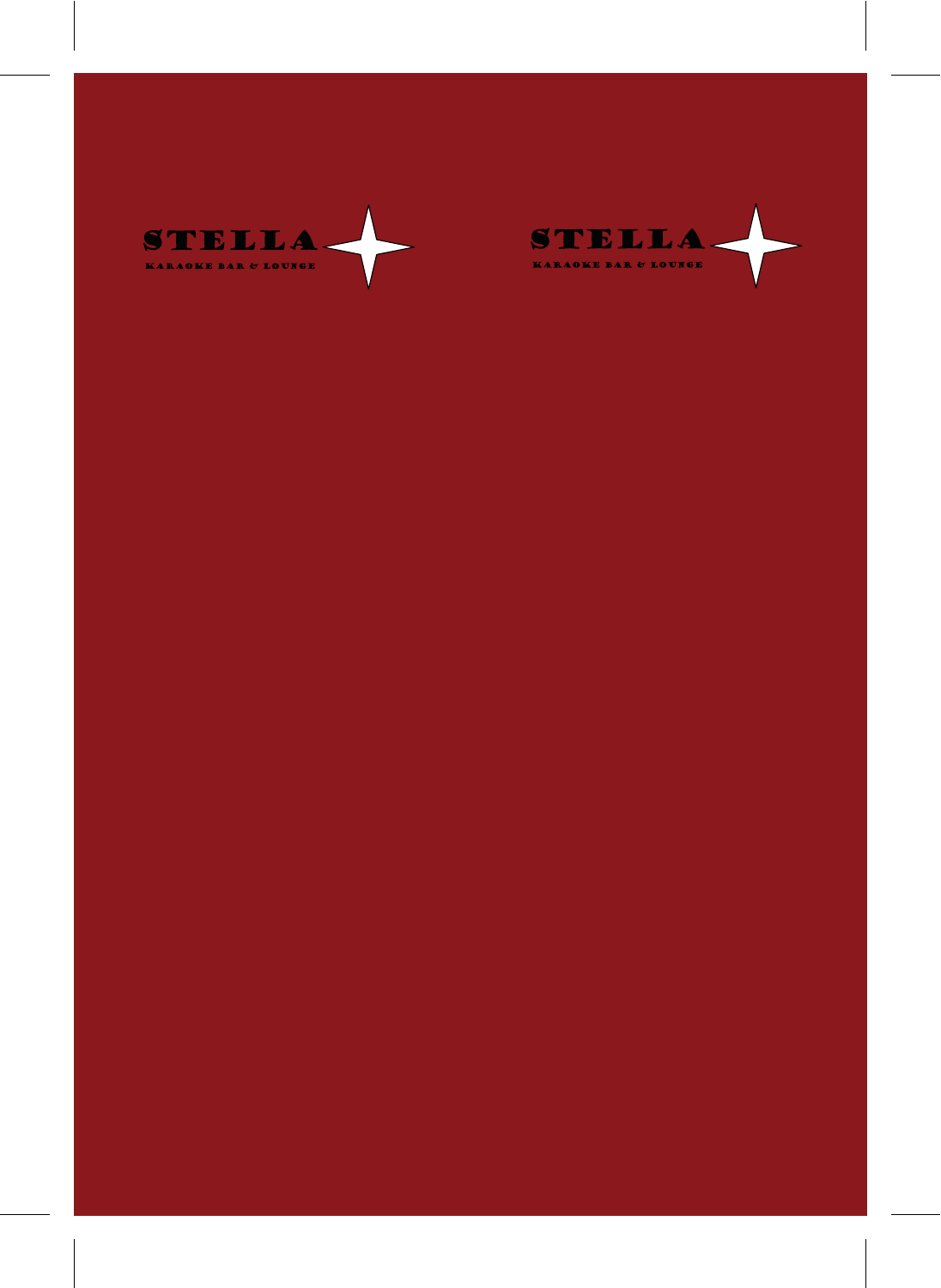STELLA

KARAOKE BAR & LOUNGE

STELLA

KARAOKE BAR & LOUNGE